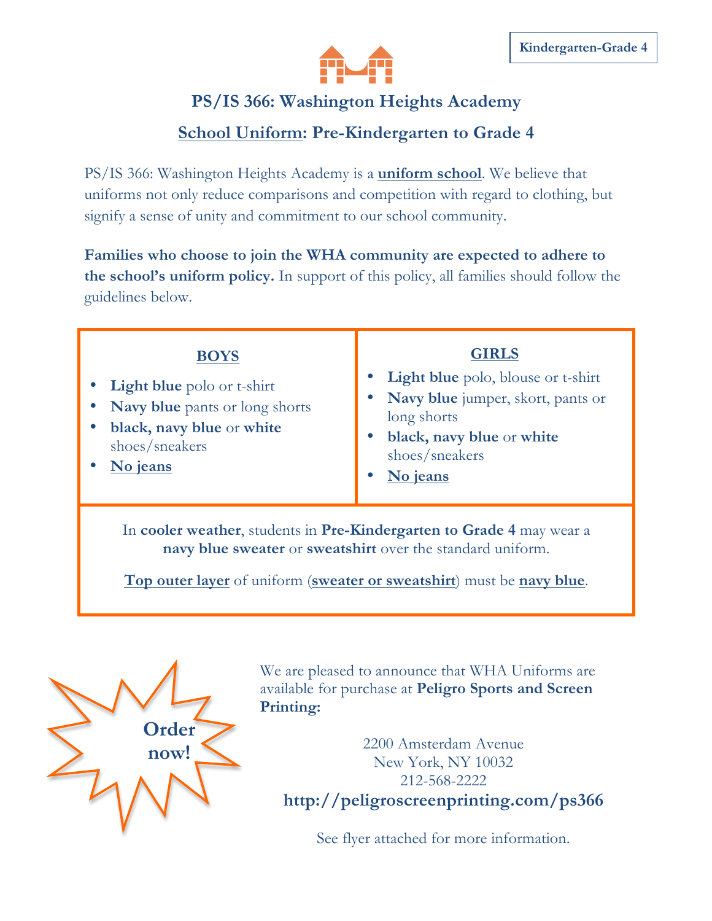Kindergarten-Grade 4

# PS/IS 366: Washington Heights Academy

## School Uniform: Pre-Kindergarten to Grade 4

PS/IS 366: Washington Heights Academy is a **uniform school**. We believe that uniforms not only reduce comparisons and competition with regard to clothing, but signify a sense of unity and commitment to our school community.

**Families who choose to join the WHA community are expected to adhere to the school's uniform policy.** In support of this policy, all families should follow the guidelines below.

### BOYS

- **Light blue** polo or t-shirt
- **Navy blue** pants or long shorts
- **black, navy blue** or **white** shoes/sneakers
- **No jeans**

### GIRLS

- **Light blue** polo, blouse or t-shirt
- **Navy blue** jumper, skort, pants or long shorts
- **black, navy blue** or **white** shoes/sneakers
- **No jeans**

In **cooler weather**, students in **Pre-Kindergarten to Grade 4** may wear a **navy blue sweater** or **sweatshirt** over the standard uniform.

**Top outer layer** of uniform (**sweater or sweatshirt**) must be **navy blue**.

**Order now!**

We are pleased to announce that WHA Uniforms are available for purchase at **Peligro Sports and Screen Printing:**

2200 Amsterdam Avenue
New York, NY 10032
212-568-2222
**http://peligroscreenprinting.com/ps366**

See flyer attached for more information.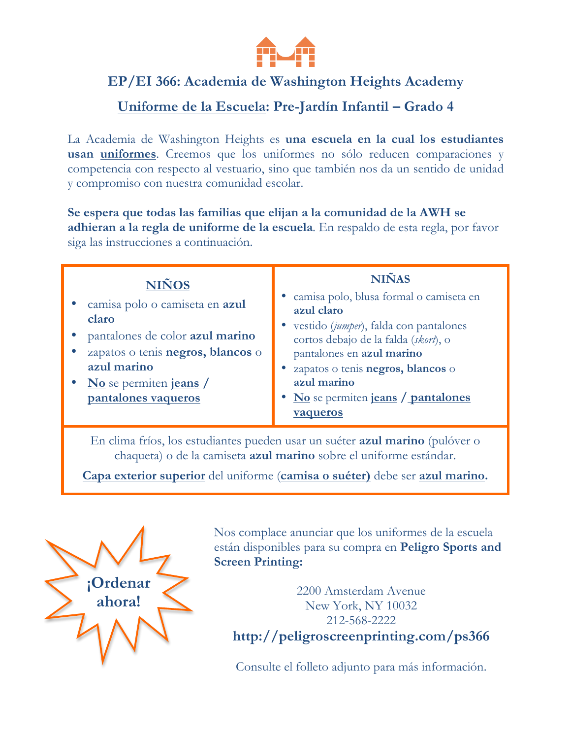# EP/EI 366: Academia de Washington Heights Academy

## Uniforme de la Escuela: Pre-Jardín Infantil – Grado 4

La Academia de Washington Heights es **una escuela en la cual los estudiantes usan uniformes**. Creemos que los uniformes no sólo reducen comparaciones y competencia con respecto al vestuario, sino que también nos da un sentido de unidad y compromiso con nuestra comunidad escolar.

**Se espera que todas las familias que elijan a la comunidad de la AWH se adhieran a la regla de uniforme de la escuela**. En respaldo de esta regla, por favor siga las instrucciones a continuación.

| NIÑOS | NIÑAS |
|---|---|
| • camisa polo o camiseta en **azul claro**<br>• pantalones de color **azul marino**<br>• zapatos o tenis **negros, blancos** o **azul marino**<br>• **No** se permiten **jeans / pantalones vaqueros** | • camisa polo, blusa formal o camiseta en **azul claro**<br>• vestido (*jumper*), falda con pantalones cortos debajo de la falda (*skort*), o pantalones en **azul marino**<br>• zapatos o tenis **negros, blancos** o **azul marino**<br>• **No** se permiten **jeans / pantalones vaqueros** |

En clima fríos, los estudiantes pueden usar un suéter **azul marino** (pulóver o chaqueta) o de la camiseta **azul marino** sobre el uniforme estándar.

**Capa exterior superior** del uniforme (**camisa o suéter)** debe ser **azul marino.**

**¡Ordenar ahora!**

Nos complace anunciar que los uniformes de la escuela están disponibles para su compra en **Peligro Sports and Screen Printing:**

2200 Amsterdam Avenue
New York, NY 10032
212-568-2222

**http://peligroscreenprinting.com/ps366**

Consulte el folleto adjunto para más información.